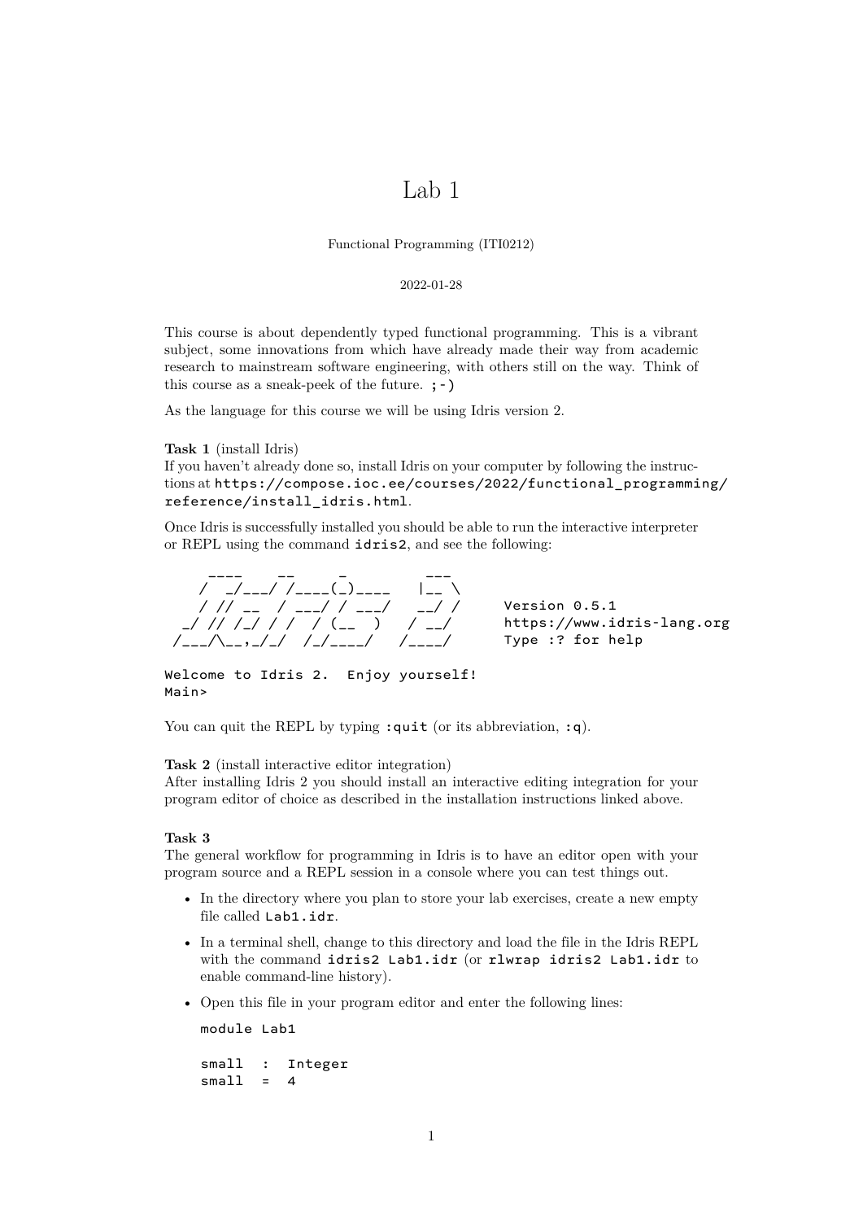# Lab 1

Functional Programming (ITI0212)

2022-01-28

This course is about dependently typed functional programming. This is a vibrant subject, some innovations from which have already made their way from academic research to mainstream software engineering, with others still on the way. Think of this course as a sneak-peek of the future. `;-)`

As the language for this course we will be using Idris version 2.

**Task 1** (install Idris)
If you haven't already done so, install Idris on your computer by following the instructions at `https://compose.ioc.ee/courses/2022/functional_programming/reference/install_idris.html`.

Once Idris is successfully installed you should be able to run the interactive interpreter or REPL using the command `idris2`, and see the following:

```
     ____    __     _         ___
    /  _/___/ /____(_)____   |__ \
    / // __  / ___/ / ___/   __/ /     Version 0.5.1
  _/ // /_/ / /  / (__  )   / __/      https://www.idris-lang.org
 /___/\__,_/_/  /_/____/   /____/      Type :? for help

Welcome to Idris 2.  Enjoy yourself!
Main>
```

You can quit the REPL by typing `:quit` (or its abbreviation, `:q`).

**Task 2** (install interactive editor integration)
After installing Idris 2 you should install an interactive editing integration for your program editor of choice as described in the installation instructions linked above.

**Task 3**
The general workflow for programming in Idris is to have an editor open with your program source and a REPL session in a console where you can test things out.

- In the directory where you plan to store your lab exercises, create a new empty file called `Lab1.idr`.
- In a terminal shell, change to this directory and load the file in the Idris REPL with the command `idris2 Lab1.idr` (or `rlwrap idris2 Lab1.idr` to enable command-line history).
- Open this file in your program editor and enter the following lines:

```
module Lab1

small  :  Integer
small  =  4
```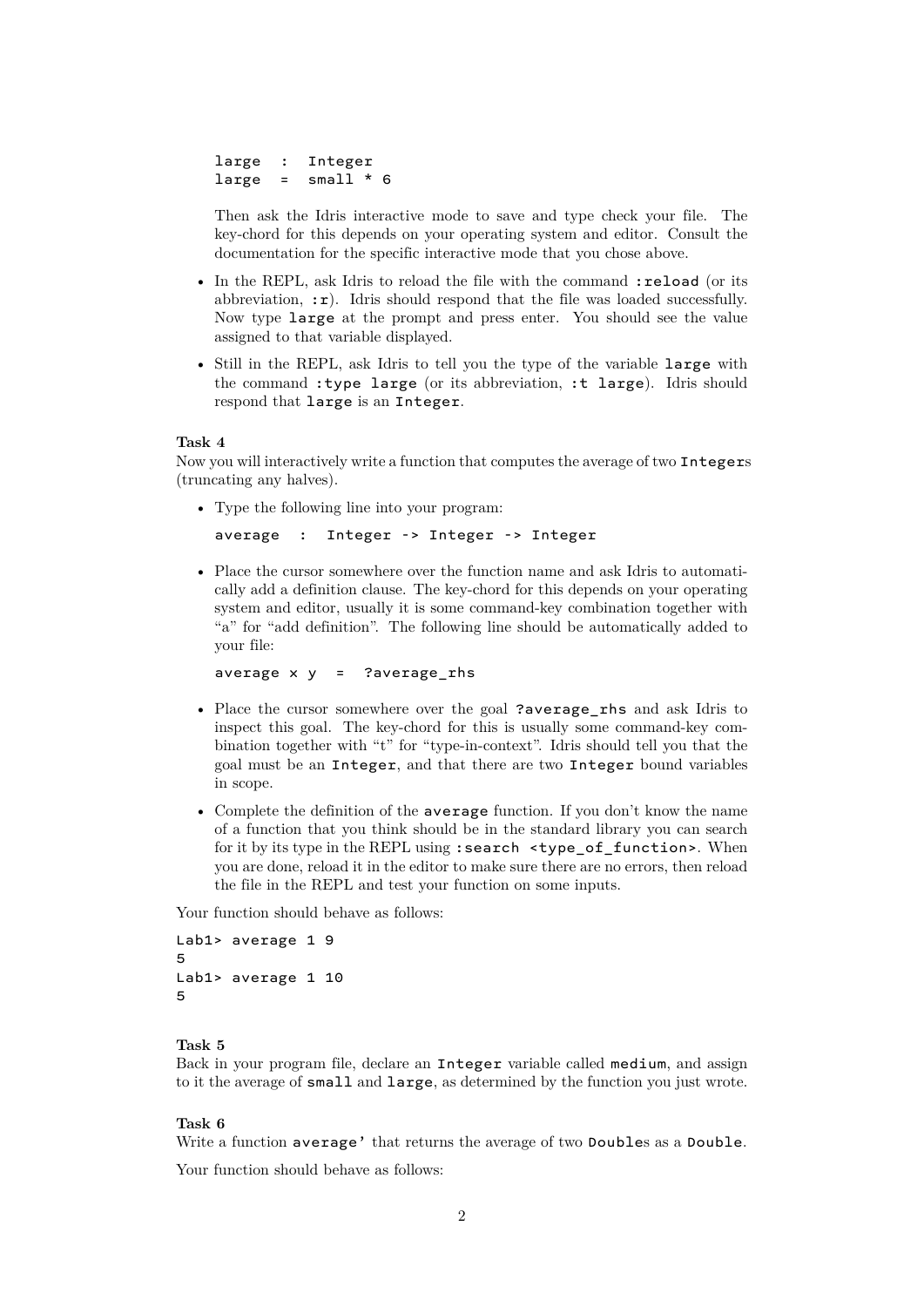```
large  :  Integer
large  =  small * 6
```

Then ask the Idris interactive mode to save and type check your file. The key-chord for this depends on your operating system and editor. Consult the documentation for the specific interactive mode that you chose above.

- In the REPL, ask Idris to reload the file with the command `:reload` (or its abbreviation, `:r`). Idris should respond that the file was loaded successfully. Now type `large` at the prompt and press enter. You should see the value assigned to that variable displayed.
- Still in the REPL, ask Idris to tell you the type of the variable `large` with the command `:type large` (or its abbreviation, `:t large`). Idris should respond that `large` is an `Integer`.

**Task 4**
Now you will interactively write a function that computes the average of two `Integer`s (truncating any halves).

- Type the following line into your program:

  ```
  average  :  Integer -> Integer -> Integer
  ```

- Place the cursor somewhere over the function name and ask Idris to automatically add a definition clause. The key-chord for this depends on your operating system and editor, usually it is some command-key combination together with "a" for "add definition". The following line should be automatically added to your file:

  ```
  average x y  =  ?average_rhs
  ```

- Place the cursor somewhere over the goal `?average_rhs` and ask Idris to inspect this goal. The key-chord for this is usually some command-key combination together with "t" for "type-in-context". Idris should tell you that the goal must be an `Integer`, and that there are two `Integer` bound variables in scope.
- Complete the definition of the `average` function. If you don't know the name of a function that you think should be in the standard library you can search for it by its type in the REPL using `:search <type_of_function>`. When you are done, reload it in the editor to make sure there are no errors, then reload the file in the REPL and test your function on some inputs.

Your function should behave as follows:

```
Lab1> average 1 9
5
Lab1> average 1 10
5
```

**Task 5**
Back in your program file, declare an `Integer` variable called `medium`, and assign to it the average of `small` and `large`, as determined by the function you just wrote.

**Task 6**
Write a function `average'` that returns the average of two `Double`s as a `Double`.

Your function should behave as follows: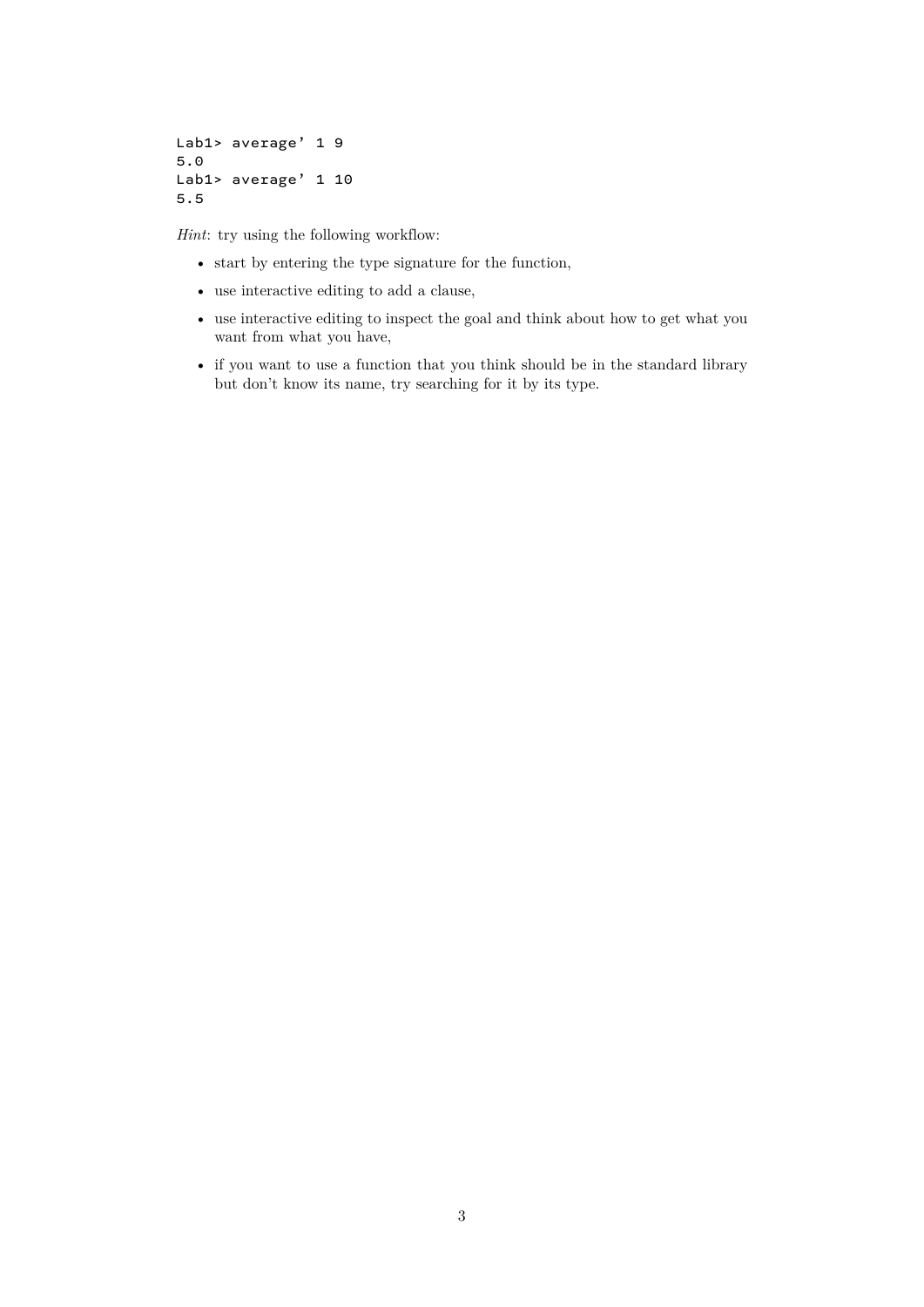```
Lab1> average' 1 9
5.0
Lab1> average' 1 10
5.5
```

*Hint*: try using the following workflow:

- start by entering the type signature for the function,
- use interactive editing to add a clause,
- use interactive editing to inspect the goal and think about how to get what you want from what you have,
- if you want to use a function that you think should be in the standard library but don't know its name, try searching for it by its type.